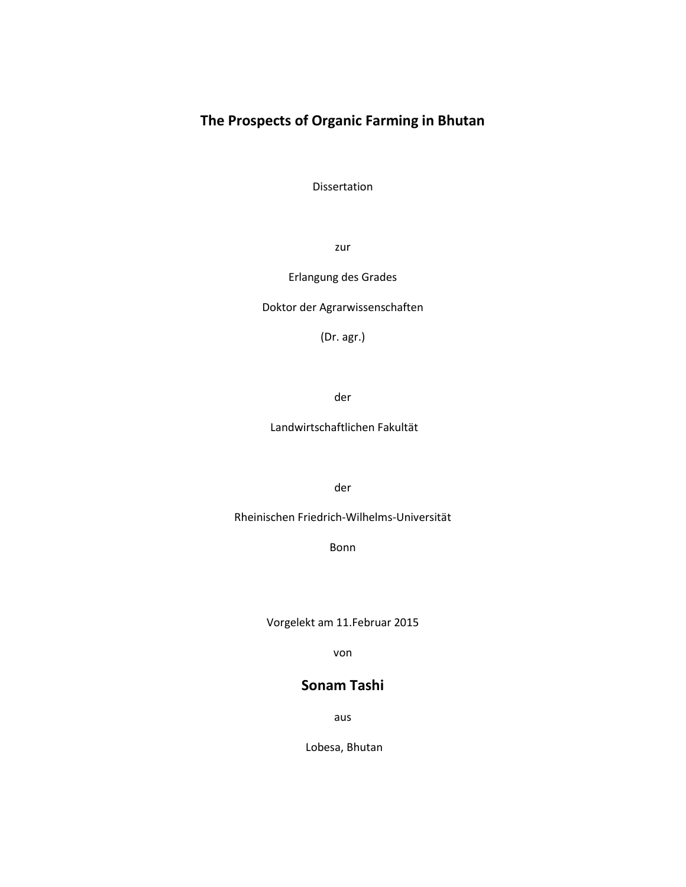# The Prospects of Organic Farming in Bhutan

Dissertation

zur

Erlangung des Grades

Doktor der Agrarwissenschaften

(Dr. agr.)

der

Landwirtschaftlichen Fakultät

der

Rheinischen Friedrich-Wilhelms-Universität

Bonn

Vorgelekt am 11.Februar 2015

von

**Sonam Tashi**

aus

Lobesa, Bhutan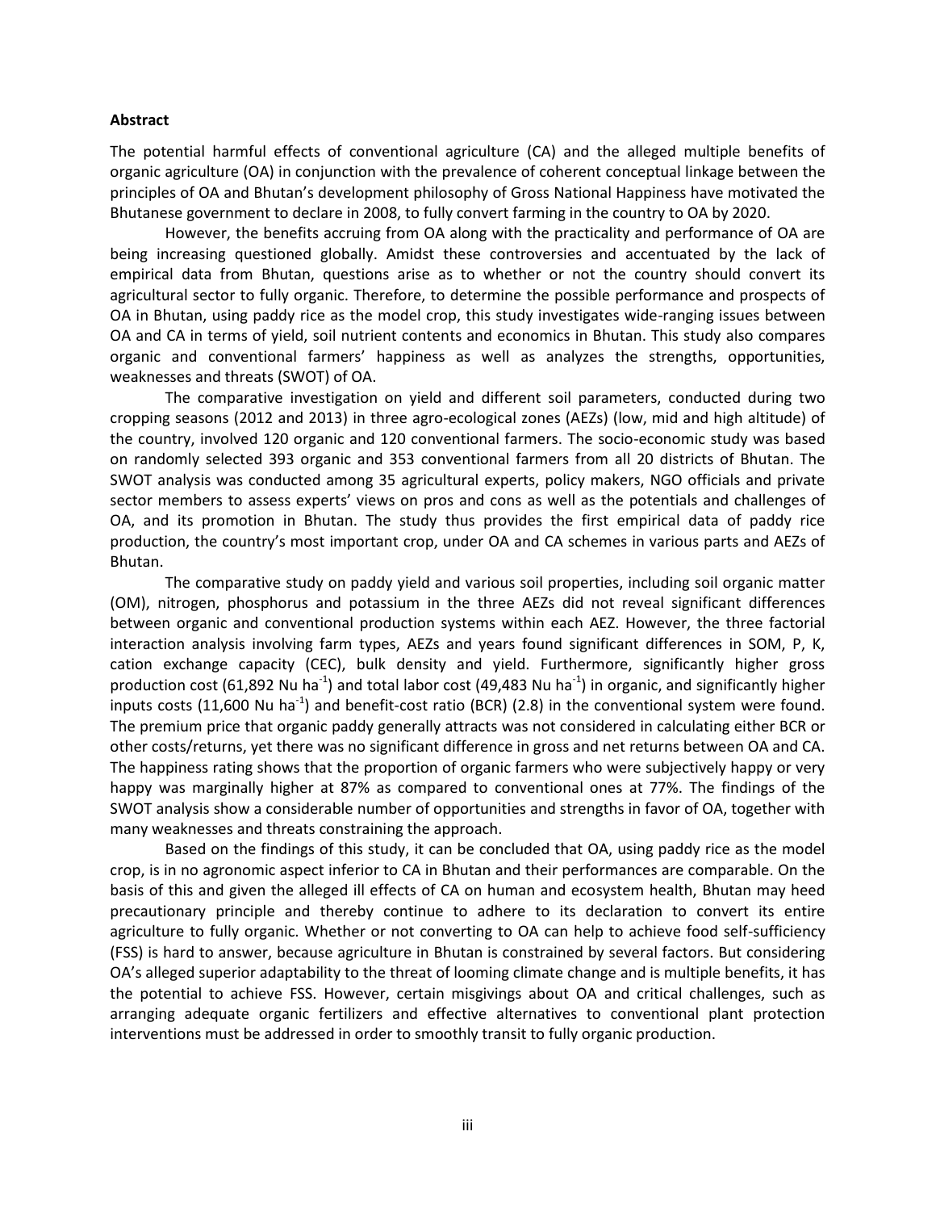**Abstract**

The potential harmful effects of conventional agriculture (CA) and the alleged multiple benefits of organic agriculture (OA) in conjunction with the prevalence of coherent conceptual linkage between the principles of OA and Bhutan's development philosophy of Gross National Happiness have motivated the Bhutanese government to declare in 2008, to fully convert farming in the country to OA by 2020.

However, the benefits accruing from OA along with the practicality and performance of OA are being increasing questioned globally. Amidst these controversies and accentuated by the lack of empirical data from Bhutan, questions arise as to whether or not the country should convert its agricultural sector to fully organic. Therefore, to determine the possible performance and prospects of OA in Bhutan, using paddy rice as the model crop, this study investigates wide-ranging issues between OA and CA in terms of yield, soil nutrient contents and economics in Bhutan. This study also compares organic and conventional farmers' happiness as well as analyzes the strengths, opportunities, weaknesses and threats (SWOT) of OA.

The comparative investigation on yield and different soil parameters, conducted during two cropping seasons (2012 and 2013) in three agro-ecological zones (AEZs) (low, mid and high altitude) of the country, involved 120 organic and 120 conventional farmers. The socio-economic study was based on randomly selected 393 organic and 353 conventional farmers from all 20 districts of Bhutan. The SWOT analysis was conducted among 35 agricultural experts, policy makers, NGO officials and private sector members to assess experts' views on pros and cons as well as the potentials and challenges of OA, and its promotion in Bhutan. The study thus provides the first empirical data of paddy rice production, the country's most important crop, under OA and CA schemes in various parts and AEZs of Bhutan.

The comparative study on paddy yield and various soil properties, including soil organic matter (OM), nitrogen, phosphorus and potassium in the three AEZs did not reveal significant differences between organic and conventional production systems within each AEZ. However, the three factorial interaction analysis involving farm types, AEZs and years found significant differences in SOM, P, K, cation exchange capacity (CEC), bulk density and yield. Furthermore, significantly higher gross production cost (61,892 Nu $ha^{-1}$) and total labor cost (49,483 Nu $ha^{-1}$) in organic, and significantly higher inputs costs (11,600 Nu $ha^{-1}$) and benefit-cost ratio (BCR) (2.8) in the conventional system were found. The premium price that organic paddy generally attracts was not considered in calculating either BCR or other costs/returns, yet there was no significant difference in gross and net returns between OA and CA. The happiness rating shows that the proportion of organic farmers who were subjectively happy or very happy was marginally higher at 87% as compared to conventional ones at 77%. The findings of the SWOT analysis show a considerable number of opportunities and strengths in favor of OA, together with many weaknesses and threats constraining the approach.

Based on the findings of this study, it can be concluded that OA, using paddy rice as the model crop, is in no agronomic aspect inferior to CA in Bhutan and their performances are comparable. On the basis of this and given the alleged ill effects of CA on human and ecosystem health, Bhutan may heed precautionary principle and thereby continue to adhere to its declaration to convert its entire agriculture to fully organic. Whether or not converting to OA can help to achieve food self-sufficiency (FSS) is hard to answer, because agriculture in Bhutan is constrained by several factors. But considering OA's alleged superior adaptability to the threat of looming climate change and is multiple benefits, it has the potential to achieve FSS. However, certain misgivings about OA and critical challenges, such as arranging adequate organic fertilizers and effective alternatives to conventional plant protection interventions must be addressed in order to smoothly transit to fully organic production.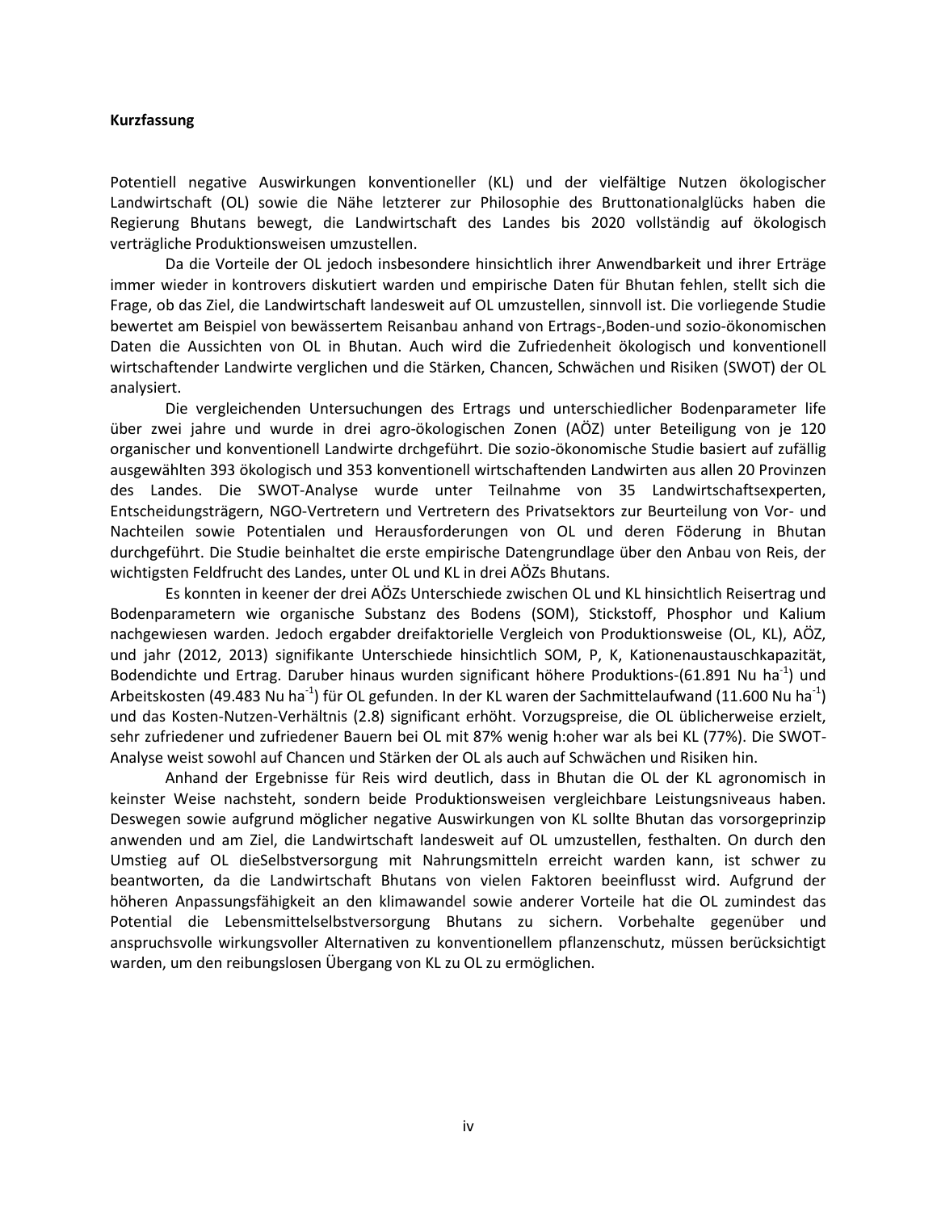**Kurzfassung**

Potentiell negative Auswirkungen konventioneller (KL) und der vielfältige Nutzen ökologischer Landwirtschaft (OL) sowie die Nähe letzterer zur Philosophie des Bruttonationalglücks haben die Regierung Bhutans bewegt, die Landwirtschaft des Landes bis 2020 vollständig auf ökologisch verträgliche Produktionsweisen umzustellen.

Da die Vorteile der OL jedoch insbesondere hinsichtlich ihrer Anwendbarkeit und ihrer Erträge immer wieder in kontrovers diskutiert warden und empirische Daten für Bhutan fehlen, stellt sich die Frage, ob das Ziel, die Landwirtschaft landesweit auf OL umzustellen, sinnvoll ist. Die vorliegende Studie bewertet am Beispiel von bewässertem Reisanbau anhand von Ertrags-,Boden-und sozio-ökonomischen Daten die Aussichten von OL in Bhutan. Auch wird die Zufriedenheit ökologisch und konventionell wirtschaftender Landwirte verglichen und die Stärken, Chancen, Schwächen und Risiken (SWOT) der OL analysiert.

Die vergleichenden Untersuchungen des Ertrags und unterschiedlicher Bodenparameter life über zwei jahre und wurde in drei agro-ökologischen Zonen (AÖZ) unter Beteiligung von je 120 organischer und konventionell Landwirte drchgeführt. Die sozio-ökonomische Studie basiert auf zufällig ausgewählten 393 ökologisch und 353 konventionell wirtschaftenden Landwirten aus allen 20 Provinzen des Landes. Die SWOT-Analyse wurde unter Teilnahme von 35 Landwirtschaftsexperten, Entscheidungsträgern, NGO-Vertretern und Vertretern des Privatsektors zur Beurteilung von Vor- und Nachteilen sowie Potentialen und Herausforderungen von OL und deren Föderung in Bhutan durchgeführt. Die Studie beinhaltet die erste empirische Datengrundlage über den Anbau von Reis, der wichtigsten Feldfrucht des Landes, unter OL und KL in drei AÖZs Bhutans.

Es konnten in keener der drei AÖZs Unterschiede zwischen OL und KL hinsichtlich Reisertrag und Bodenparametern wie organische Substanz des Bodens (SOM), Stickstoff, Phosphor und Kalium nachgewiesen warden. Jedoch ergabder dreifaktorielle Vergleich von Produktionsweise (OL, KL), AÖZ, und jahr (2012, 2013) signifikante Unterschiede hinsichtlich SOM, P, K, Kationenaustauschkapazität, Bodendichte und Ertrag. Daruber hinaus wurden significant höhere Produktions-(61.891 Nu $ha^{-1}$) und Arbeitskosten (49.483 Nu $ha^{-1}$) für OL gefunden. In der KL waren der Sachmittelaufwand (11.600 Nu $ha^{-1}$) und das Kosten-Nutzen-Verhältnis (2.8) significant erhöht. Vorzugspreise, die OL üblicherweise erzielt, sehr zufriedener und zufriedener Bauern bei OL mit 87% wenig h:oher war als bei KL (77%). Die SWOT-Analyse weist sowohl auf Chancen und Stärken der OL als auch auf Schwächen und Risiken hin.

Anhand der Ergebnisse für Reis wird deutlich, dass in Bhutan die OL der KL agronomisch in keinster Weise nachsteht, sondern beide Produktionsweisen vergleichbare Leistungsniveaus haben. Deswegen sowie aufgrund möglicher negative Auswirkungen von KL sollte Bhutan das vorsorgeprinzip anwenden und am Ziel, die Landwirtschaft landesweit auf OL umzustellen, festhalten. On durch den Umstieg auf OL dieSelbstversorgung mit Nahrungsmitteln erreicht warden kann, ist schwer zu beantworten, da die Landwirtschaft Bhutans von vielen Faktoren beeinflusst wird. Aufgrund der höheren Anpassungsfähigkeit an den klimawandel sowie anderer Vorteile hat die OL zumindest das Potential die Lebensmittelselbstversorgung Bhutans zu sichern. Vorbehalte gegenüber und anspruchsvolle wirkungsvoller Alternativen zu konventionellem pflanzenschutz, müssen berücksichtigt warden, um den reibungslosen Übergang von KL zu OL zu ermöglichen.